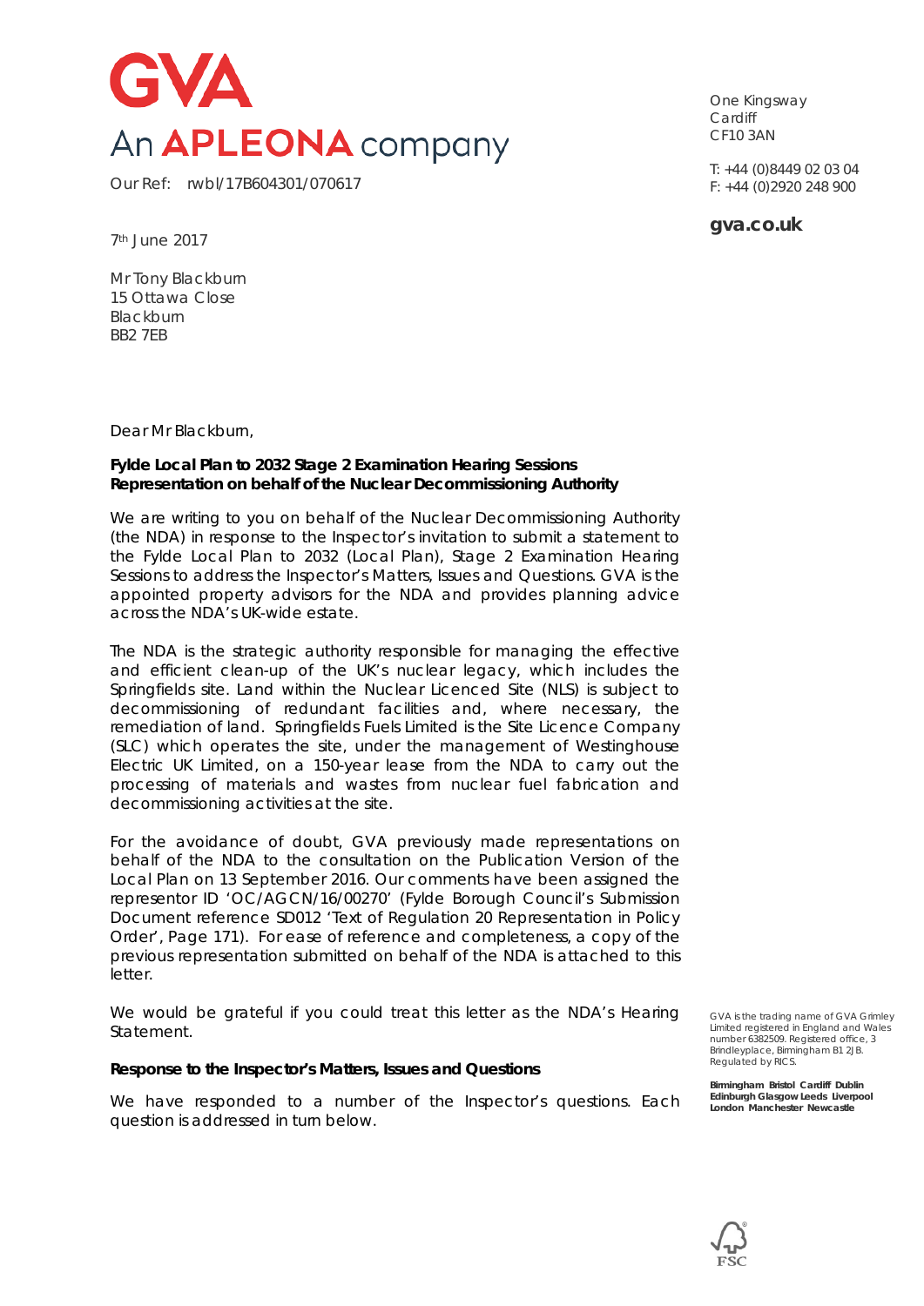GVA
An APLEONA company

Our Ref: rwbl/17B604301/070617

One Kingsway
Cardiff
CF10 3AN

T: +44 (0)8449 02 03 04
F: +44 (0)2920 248 900

**gva.co.uk**

7th June 2017

Mr Tony Blackburn
15 Ottawa Close
Blackburn
BB2 7EB

Dear Mr Blackburn,

**Fylde Local Plan to 2032 Stage 2 Examination Hearing Sessions**
**Representation on behalf of the Nuclear Decommissioning Authority**

We are writing to you on behalf of the Nuclear Decommissioning Authority (the NDA) in response to the Inspector's invitation to submit a statement to the Fylde Local Plan to 2032 (Local Plan), Stage 2 Examination Hearing Sessions to address the Inspector's Matters, Issues and Questions. GVA is the appointed property advisors for the NDA and provides planning advice across the NDA's UK-wide estate.

The NDA is the strategic authority responsible for managing the effective and efficient clean-up of the UK's nuclear legacy, which includes the Springfields site. Land within the Nuclear Licenced Site (NLS) is subject to decommissioning of redundant facilities and, where necessary, the remediation of land. Springfields Fuels Limited is the Site Licence Company (SLC) which operates the site, under the management of Westinghouse Electric UK Limited, on a 150-year lease from the NDA to carry out the processing of materials and wastes from nuclear fuel fabrication and decommissioning activities at the site.

For the avoidance of doubt, GVA previously made representations on behalf of the NDA to the consultation on the Publication Version of the Local Plan on 13 September 2016. Our comments have been assigned the representor ID 'OC/AGCN/16/00270' (Fylde Borough Council's Submission Document reference SD012 'Text of Regulation 20 Representation in Policy Order', Page 171). For ease of reference and completeness, a copy of the previous representation submitted on behalf of the NDA is attached to this letter.

We would be grateful if you could treat this letter as the NDA's Hearing Statement.

**Response to the Inspector's Matters, Issues and Questions**

We have responded to a number of the Inspector's questions. Each question is addressed in turn below.

GVA is the trading name of GVA Grimley Limited registered in England and Wales number 6382509. Registered office, 3 Brindleyplace, Birmingham B1 2JB. Regulated by RICS.

**Birmingham Bristol Cardiff Dublin Edinburgh Glasgow Leeds Liverpool London Manchester Newcastle**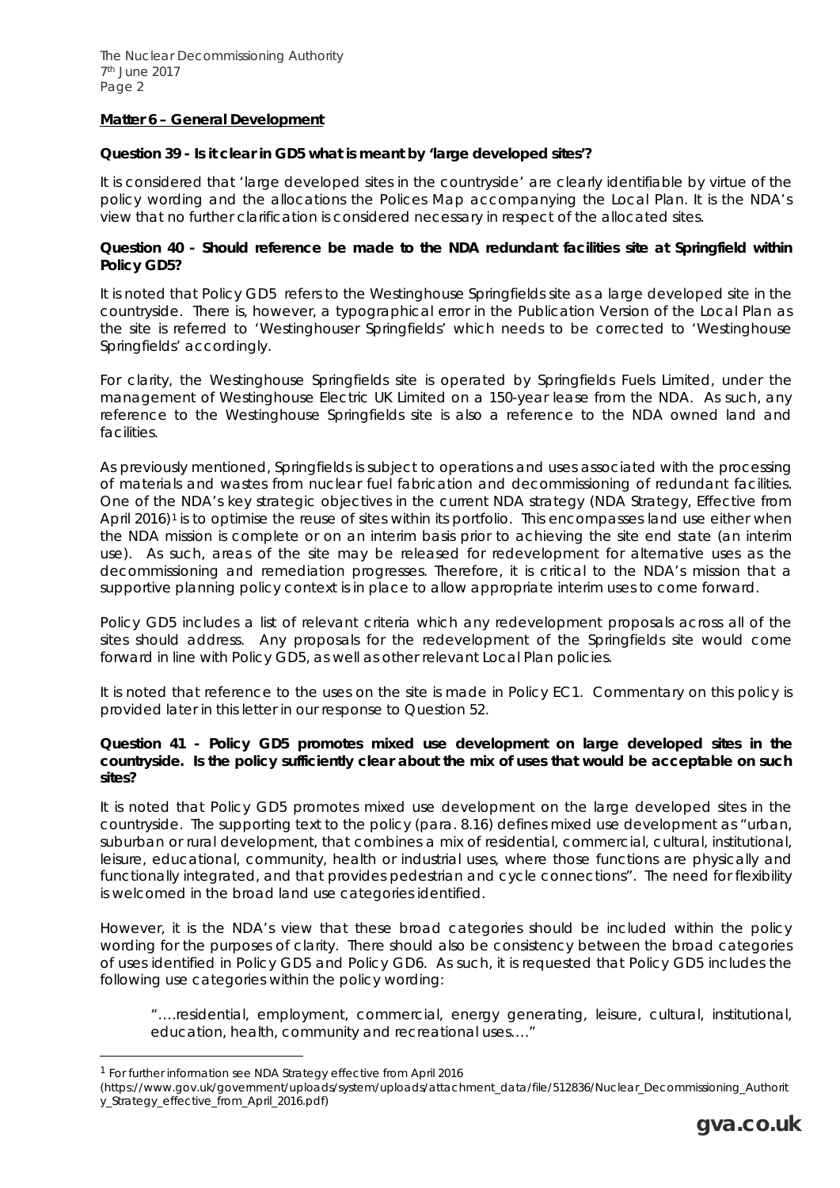**Matter 6 – General Development**

**Question 39 - Is it clear in GD5 what is meant by 'large developed sites'?**

It is considered that 'large developed sites in the countryside' are clearly identifiable by virtue of the policy wording and the allocations the Polices Map accompanying the Local Plan. It is the NDA's view that no further clarification is considered necessary in respect of the allocated sites.

**Question 40 - Should reference be made to the NDA redundant facilities site at Springfield within Policy GD5?**

It is noted that Policy GD5 refers to the Westinghouse Springfields site as a large developed site in the countryside. There is, however, a typographical error in the Publication Version of the Local Plan as the site is referred to 'Westinghouser Springfields' which needs to be corrected to 'Westinghouse Springfields' accordingly.

For clarity, the Westinghouse Springfields site is operated by Springfields Fuels Limited, under the management of Westinghouse Electric UK Limited on a 150-year lease from the NDA. As such, any reference to the Westinghouse Springfields site is also a reference to the NDA owned land and facilities.

As previously mentioned, Springfields is subject to operations and uses associated with the processing of materials and wastes from nuclear fuel fabrication and decommissioning of redundant facilities. One of the NDA's key strategic objectives in the current NDA strategy (NDA Strategy, Effective from April 2016)[1] is to optimise the reuse of sites within its portfolio. This encompasses land use either when the NDA mission is complete or on an interim basis prior to achieving the site end state (an interim use). As such, areas of the site may be released for redevelopment for alternative uses as the decommissioning and remediation progresses. Therefore, it is critical to the NDA's mission that a supportive planning policy context is in place to allow appropriate interim uses to come forward.

Policy GD5 includes a list of relevant criteria which any redevelopment proposals across all of the sites should address. Any proposals for the redevelopment of the Springfields site would come forward in line with Policy GD5, as well as other relevant Local Plan policies.

It is noted that reference to the uses on the site is made in Policy EC1. Commentary on this policy is provided later in this letter in our response to Question 52.

**Question 41 - Policy GD5 promotes mixed use development on large developed sites in the countryside. Is the policy sufficiently clear about the mix of uses that would be acceptable on such sites?**

It is noted that Policy GD5 promotes mixed use development on the large developed sites in the countryside. The supporting text to the policy (para. 8.16) defines mixed use development as "urban, suburban or rural development, that combines a mix of residential, commercial, cultural, institutional, leisure, educational, community, health or industrial uses, where those functions are physically and functionally integrated, and that provides pedestrian and cycle connections". The need for flexibility is welcomed in the broad land use categories identified.

However, it is the NDA's view that these broad categories should be included within the policy wording for the purposes of clarity. There should also be consistency between the broad categories of uses identified in Policy GD5 and Policy GD6. As such, it is requested that Policy GD5 includes the following use categories within the policy wording:

> "….residential, employment, commercial, energy generating, leisure, cultural, institutional, education, health, community and recreational uses…."

---

[1] For further information see NDA Strategy effective from April 2016 (https://www.gov.uk/government/uploads/system/uploads/attachment_data/file/512836/Nuclear_Decommissioning_Authority_Strategy_effective_from_April_2016.pdf)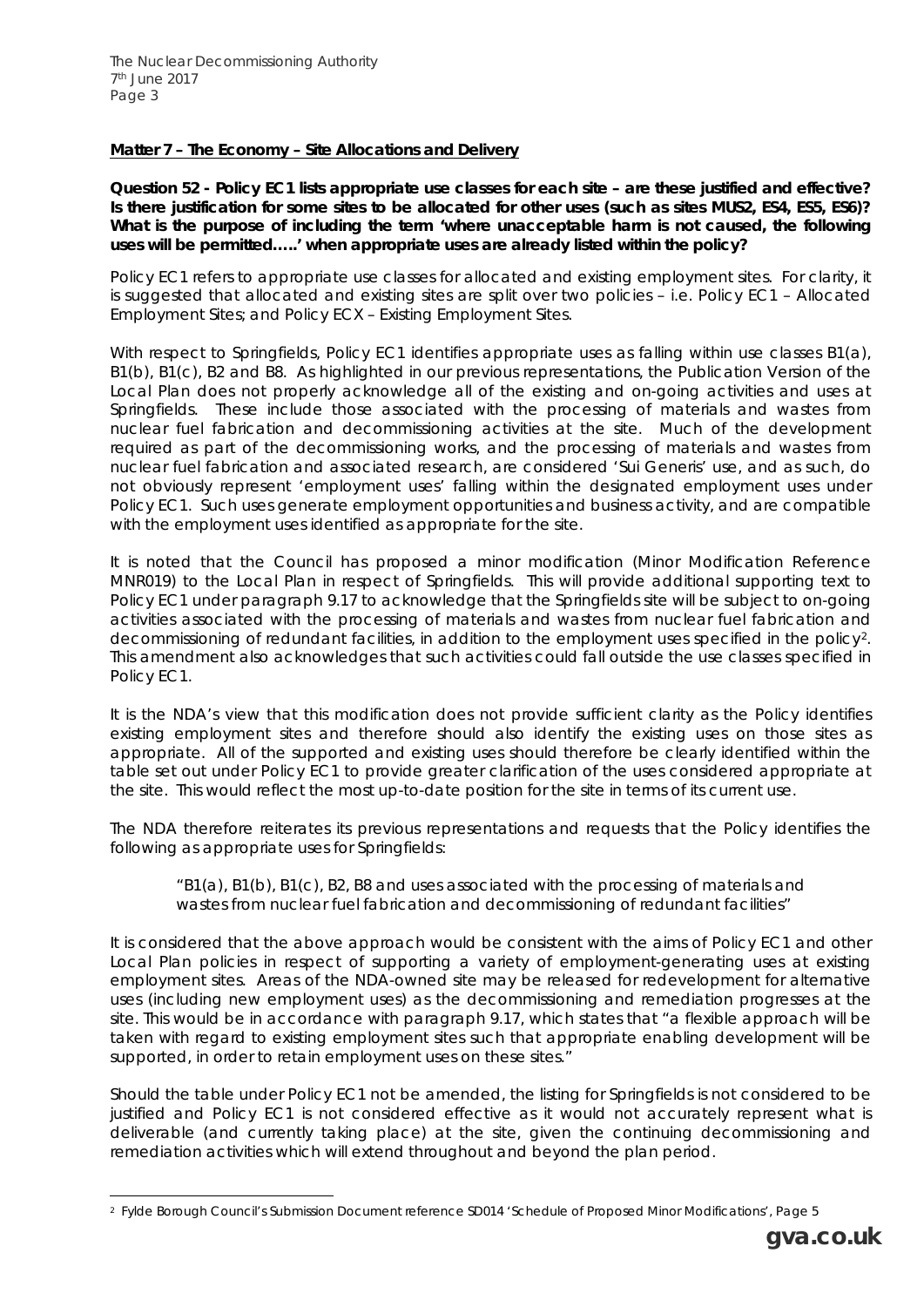**Matter 7 – The Economy – Site Allocations and Delivery**

**Question 52 - Policy EC1 lists appropriate use classes for each site – are these justified and effective? Is there justification for some sites to be allocated for other uses (such as sites MUS2, ES4, ES5, ES6)? What is the purpose of including the term 'where unacceptable harm is not caused, the following uses will be permitted…..' when appropriate uses are already listed within the policy?**

Policy EC1 refers to appropriate use classes for allocated and existing employment sites. For clarity, it is suggested that allocated and existing sites are split over two policies – i.e. Policy EC1 – Allocated Employment Sites; and Policy ECX – Existing Employment Sites.

With respect to Springfields, Policy EC1 identifies appropriate uses as falling within use classes B1(a), B1(b), B1(c), B2 and B8. As highlighted in our previous representations, the Publication Version of the Local Plan does not properly acknowledge all of the existing and on-going activities and uses at Springfields. These include those associated with the processing of materials and wastes from nuclear fuel fabrication and decommissioning activities at the site. Much of the development required as part of the decommissioning works, and the processing of materials and wastes from nuclear fuel fabrication and associated research, are considered 'Sui Generis' use, and as such, do not obviously represent 'employment uses' falling within the designated employment uses under Policy EC1. Such uses generate employment opportunities and business activity, and are compatible with the employment uses identified as appropriate for the site.

It is noted that the Council has proposed a minor modification (Minor Modification Reference MNR019) to the Local Plan in respect of Springfields. This will provide additional supporting text to Policy EC1 under paragraph 9.17 to acknowledge that the Springfields site will be subject to on-going activities associated with the processing of materials and wastes from nuclear fuel fabrication and decommissioning of redundant facilities, in addition to the employment uses specified in the policy[2]. This amendment also acknowledges that such activities could fall outside the use classes specified in Policy EC1.

It is the NDA's view that this modification does not provide sufficient clarity as the Policy identifies existing employment sites and therefore should also identify the existing uses on those sites as appropriate. All of the supported and existing uses should therefore be clearly identified within the table set out under Policy EC1 to provide greater clarification of the uses considered appropriate at the site. This would reflect the most up-to-date position for the site in terms of its current use.

The NDA therefore reiterates its previous representations and requests that the Policy identifies the following as appropriate uses for Springfields:

> "B1(a), B1(b), B1(c), B2, B8 and uses associated with the processing of materials and wastes from nuclear fuel fabrication and decommissioning of redundant facilities"

It is considered that the above approach would be consistent with the aims of Policy EC1 and other Local Plan policies in respect of supporting a variety of employment-generating uses at existing employment sites. Areas of the NDA-owned site may be released for redevelopment for alternative uses (including new employment uses) as the decommissioning and remediation progresses at the site. This would be in accordance with paragraph 9.17, which states that "a flexible approach will be taken with regard to existing employment sites such that appropriate enabling development will be supported, in order to retain employment uses on these sites."

Should the table under Policy EC1 not be amended, the listing for Springfields is not considered to be justified and Policy EC1 is not considered effective as it would not accurately represent what is deliverable (and currently taking place) at the site, given the continuing decommissioning and remediation activities which will extend throughout and beyond the plan period.

---

[2] Fylde Borough Council's Submission Document reference SD014 'Schedule of Proposed Minor Modifications', Page 5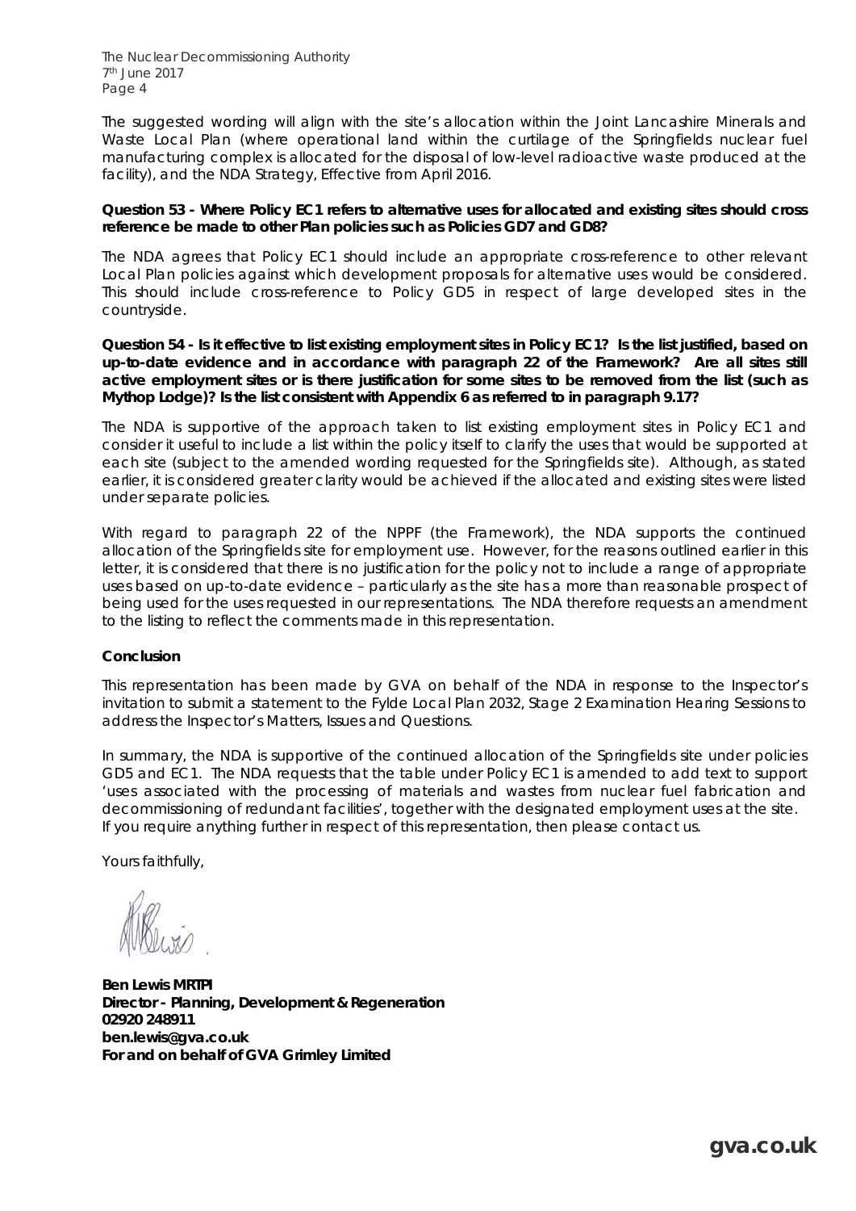The suggested wording will align with the site's allocation within the Joint Lancashire Minerals and Waste Local Plan (where operational land within the curtilage of the Springfields nuclear fuel manufacturing complex is allocated for the disposal of low-level radioactive waste produced at the facility), and the NDA Strategy, Effective from April 2016.

**Question 53 - Where Policy EC1 refers to alternative uses for allocated and existing sites should cross reference be made to other Plan policies such as Policies GD7 and GD8?**

The NDA agrees that Policy EC1 should include an appropriate cross-reference to other relevant Local Plan policies against which development proposals for alternative uses would be considered. This should include cross-reference to Policy GD5 in respect of large developed sites in the countryside.

**Question 54 - Is it effective to list existing employment sites in Policy EC1? Is the list justified, based on up-to-date evidence and in accordance with paragraph 22 of the Framework? Are all sites still active employment sites or is there justification for some sites to be removed from the list (such as Mythop Lodge)? Is the list consistent with Appendix 6 as referred to in paragraph 9.17?**

The NDA is supportive of the approach taken to list existing employment sites in Policy EC1 and consider it useful to include a list within the policy itself to clarify the uses that would be supported at each site (subject to the amended wording requested for the Springfields site). Although, as stated earlier, it is considered greater clarity would be achieved if the allocated and existing sites were listed under separate policies.

With regard to paragraph 22 of the NPPF (the Framework), the NDA supports the continued allocation of the Springfields site for employment use. However, for the reasons outlined earlier in this letter, it is considered that there is no justification for the policy not to include a range of appropriate uses based on up-to-date evidence – particularly as the site has a more than reasonable prospect of being used for the uses requested in our representations. The NDA therefore requests an amendment to the listing to reflect the comments made in this representation.

**Conclusion**

This representation has been made by GVA on behalf of the NDA in response to the Inspector's invitation to submit a statement to the Fylde Local Plan 2032, Stage 2 Examination Hearing Sessions to address the Inspector's Matters, Issues and Questions.

In summary, the NDA is supportive of the continued allocation of the Springfields site under policies GD5 and EC1. The NDA requests that the table under Policy EC1 is amended to add text to support 'uses associated with the processing of materials and wastes from nuclear fuel fabrication and decommissioning of redundant facilities', together with the designated employment uses at the site. If you require anything further in respect of this representation, then please contact us.

Yours faithfully,

**Ben Lewis MRTPI**
**Director - Planning, Development & Regeneration**
**02920 248911**
**ben.lewis@gva.co.uk**
**For and on behalf of GVA Grimley Limited**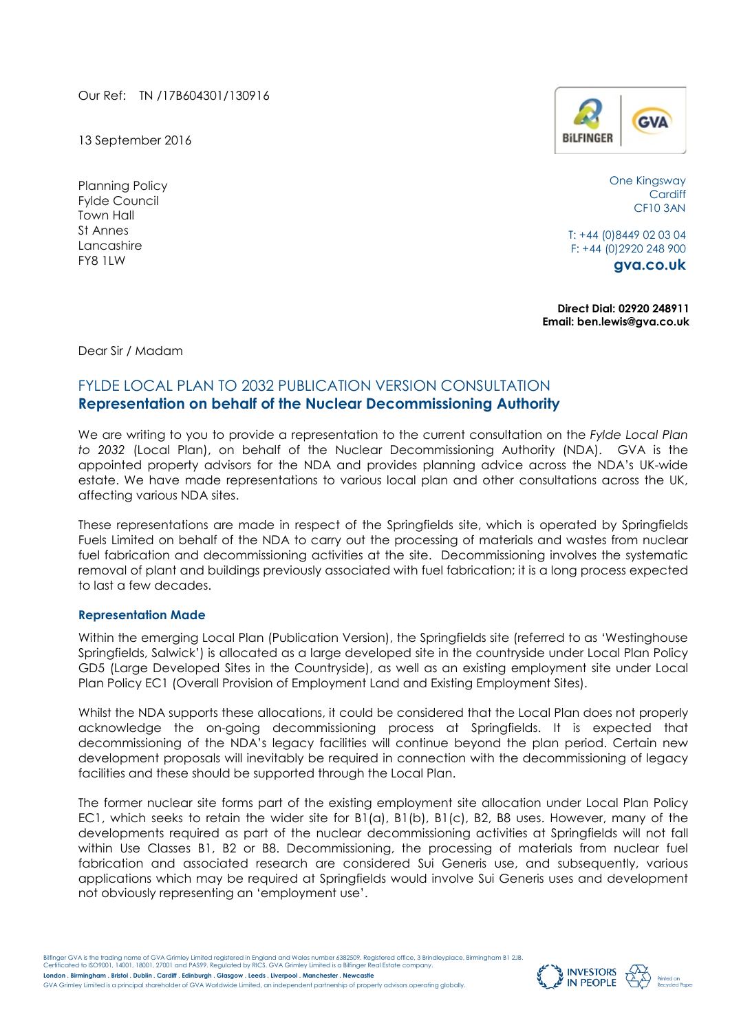Our Ref: TN /17B604301/130916

13 September 2016

Planning Policy
Fylde Council
Town Hall
St Annes
Lancashire
FY8 1LW

One Kingsway
Cardiff
CF10 3AN

T: +44 (0)8449 02 03 04
F: +44 (0)2920 248 900
**gva.co.uk**

**Direct Dial: 02920 248911**
**Email: ben.lewis@gva.co.uk**

Dear Sir / Madam

## FYLDE LOCAL PLAN TO 2032 PUBLICATION VERSION CONSULTATION
## **Representation on behalf of the Nuclear Decommissioning Authority**

We are writing to you to provide a representation to the current consultation on the *Fylde Local Plan to 2032* (Local Plan), on behalf of the Nuclear Decommissioning Authority (NDA). GVA is the appointed property advisors for the NDA and provides planning advice across the NDA's UK-wide estate. We have made representations to various local plan and other consultations across the UK, affecting various NDA sites.

These representations are made in respect of the Springfields site, which is operated by Springfields Fuels Limited on behalf of the NDA to carry out the processing of materials and wastes from nuclear fuel fabrication and decommissioning activities at the site. Decommissioning involves the systematic removal of plant and buildings previously associated with fuel fabrication; it is a long process expected to last a few decades.

### **Representation Made**

Within the emerging Local Plan (Publication Version), the Springfields site (referred to as 'Westinghouse Springfields, Salwick') is allocated as a large developed site in the countryside under Local Plan Policy GD5 (Large Developed Sites in the Countryside), as well as an existing employment site under Local Plan Policy EC1 (Overall Provision of Employment Land and Existing Employment Sites).

Whilst the NDA supports these allocations, it could be considered that the Local Plan does not properly acknowledge the on-going decommissioning process at Springfields. It is expected that decommissioning of the NDA's legacy facilities will continue beyond the plan period. Certain new development proposals will inevitably be required in connection with the decommissioning of legacy facilities and these should be supported through the Local Plan.

The former nuclear site forms part of the existing employment site allocation under Local Plan Policy EC1, which seeks to retain the wider site for B1(a), B1(b), B1(c), B2, B8 uses. However, many of the developments required as part of the nuclear decommissioning activities at Springfields will not fall within Use Classes B1, B2 or B8. Decommissioning, the processing of materials from nuclear fuel fabrication and associated research are considered Sui Generis use, and subsequently, various applications which may be required at Springfields would involve Sui Generis uses and development not obviously representing an 'employment use'.

Bilfinger GVA is the trading name of GVA Grimley Limited registered in England and Wales number 6382509. Registered office, 3 Brindleyplace, Birmingham B1 2JB. Certificated to ISO9001, 14001, 18001, 27001 and PAS99. Regulated by RICS. GVA Grimley Limited is a Bilfinger Real Estate company.
London . Birmingham . Bristol . Dublin . Cardiff . Edinburgh . Glasgow . Leeds . Liverpool . Manchester . Newcastle
GVA Grimley Limited is a principal shareholder of GVA Worldwide Limited, an independent partnership of property advisors operating globally.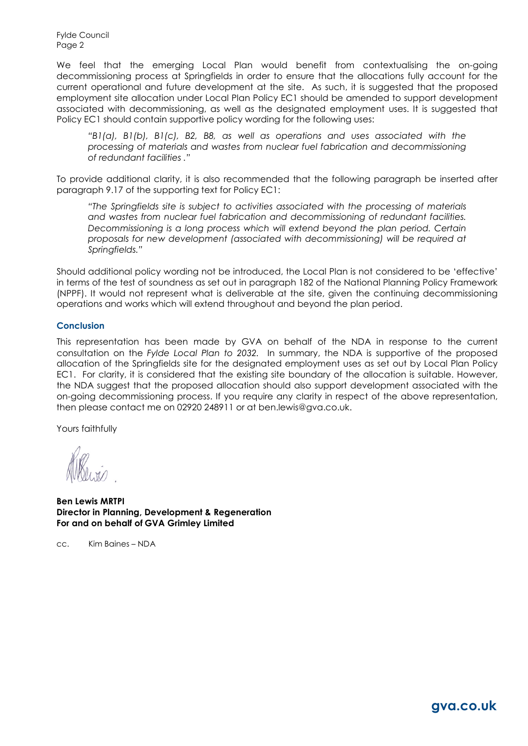We feel that the emerging Local Plan would benefit from contextualising the on-going decommissioning process at Springfields in order to ensure that the allocations fully account for the current operational and future development at the site. As such, it is suggested that the proposed employment site allocation under Local Plan Policy EC1 should be amended to support development associated with decommissioning, as well as the designated employment uses. It is suggested that Policy EC1 should contain supportive policy wording for the following uses:

> *"B1(a), B1(b), B1(c), B2, B8, as well as operations and uses associated with the processing of materials and wastes from nuclear fuel fabrication and decommissioning of redundant facilities ."*

To provide additional clarity, it is also recommended that the following paragraph be inserted after paragraph 9.17 of the supporting text for Policy EC1:

> *"The Springfields site is subject to activities associated with the processing of materials and wastes from nuclear fuel fabrication and decommissioning of redundant facilities. Decommissioning is a long process which will extend beyond the plan period. Certain proposals for new development (associated with decommissioning) will be required at Springfields."*

Should additional policy wording not be introduced, the Local Plan is not considered to be 'effective' in terms of the test of soundness as set out in paragraph 182 of the National Planning Policy Framework (NPPF). It would not represent what is deliverable at the site, given the continuing decommissioning operations and works which will extend throughout and beyond the plan period.

### Conclusion

This representation has been made by GVA on behalf of the NDA in response to the current consultation on the *Fylde Local Plan to 2032*. In summary, the NDA is supportive of the proposed allocation of the Springfields site for the designated employment uses as set out by Local Plan Policy EC1. For clarity, it is considered that the existing site boundary of the allocation is suitable. However, the NDA suggest that the proposed allocation should also support development associated with the on-going decommissioning process. If you require any clarity in respect of the above representation, then please contact me on 02920 248911 or at ben.lewis@gva.co.uk.

Yours faithfully

**Ben Lewis MRTPI**
**Director in Planning, Development & Regeneration**
**For and on behalf of GVA Grimley Limited**

cc. Kim Baines – NDA